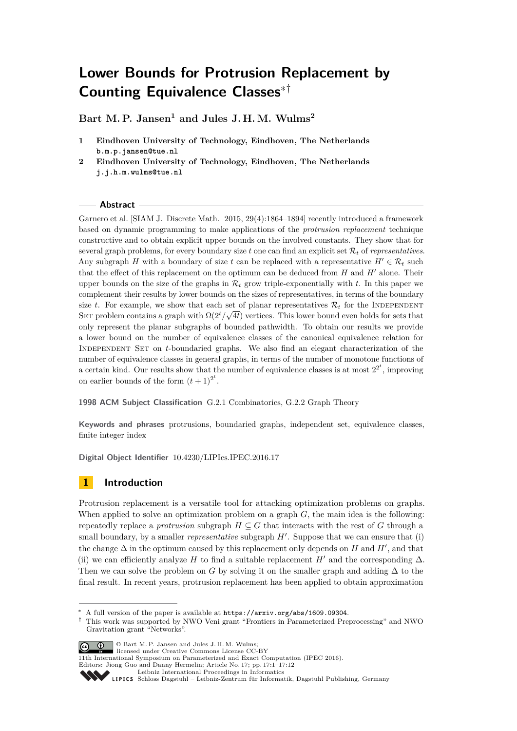# Lower Bounds for Protrusion Replacement by Counting Equivalence Classes*†

**Bart M. P. Jansen[1] and Jules J. H. M. Wulms[2]**

1 **Eindhoven University of Technology, Eindhoven, The Netherlands**
`b.m.p.jansen@tue.nl`

2 **Eindhoven University of Technology, Eindhoven, The Netherlands**
`j.j.h.m.wulms@tue.nl`

## Abstract

Garnero et al. [SIAM J. Discrete Math. 2015, 29(4):1864–1894] recently introduced a framework based on dynamic programming to make applications of the *protrusion replacement* technique constructive and to obtain explicit upper bounds on the involved constants. They show that for several graph problems, for every boundary size $t$ one can find an explicit set $\mathcal{R}_t$ of *representatives*. Any subgraph $H$ with a boundary of size $t$ can be replaced with a representative $H' \in \mathcal{R}_t$ such that the effect of this replacement on the optimum can be deduced from $H$ and $H'$ alone. Their upper bounds on the size of the graphs in $\mathcal{R}_t$ grow triple-exponentially with $t$. In this paper we complement their results by lower bounds on the sizes of representatives, in terms of the boundary size $t$. For example, we show that each set of planar representatives $\mathcal{R}_t$ for the Independent Set problem contains a graph with $\Omega(2^t/\sqrt{4t})$ vertices. This lower bound even holds for sets that only represent the planar subgraphs of bounded pathwidth. To obtain our results we provide a lower bound on the number of equivalence classes of the canonical equivalence relation for Independent Set on $t$-boundaried graphs. We also find an elegant characterization of the number of equivalence classes in general graphs, in terms of the number of monotone functions of a certain kind. Our results show that the number of equivalence classes is at most $2^{2^t}$, improving on earlier bounds of the form $(t+1)^{2^t}$.

**1998 ACM Subject Classification** G.2.1 Combinatorics, G.2.2 Graph Theory

**Keywords and phrases** protrusions, boundaried graphs, independent set, equivalence classes, finite integer index

**Digital Object Identifier** 10.4230/LIPIcs.IPEC.2016.17

## 1 Introduction

Protrusion replacement is a versatile tool for attacking optimization problems on graphs. When applied to solve an optimization problem on a graph $G$, the main idea is the following: repeatedly replace a *protrusion* subgraph $H \subseteq G$ that interacts with the rest of $G$ through a small boundary, by a smaller *representative* subgraph $H'$. Suppose that we can ensure that (i) the change $\Delta$ in the optimum caused by this replacement only depends on $H$ and $H'$, and that (ii) we can efficiently analyze $H$ to find a suitable replacement $H'$ and the corresponding $\Delta$. Then we can solve the problem on $G$ by solving it on the smaller graph and adding $\Delta$ to the final result. In recent years, protrusion replacement has been applied to obtain approximation

* A full version of the paper is available at `https://arxiv.org/abs/1609.09304`.

† This work was supported by NWO Veni grant "Frontiers in Parameterized Preprocessing" and NWO Gravitation grant "Networks".

© Bart M. P. Jansen and Jules J. H. M. Wulms; licensed under Creative Commons License CC-BY
11th International Symposium on Parameterized and Exact Computation (IPEC 2016).
Editors: Jiong Guo and Danny Hermelin; Article No. 17; pp. 17:1–17:12
Leibniz International Proceedings in Informatics
Schloss Dagstuhl – Leibniz-Zentrum für Informatik, Dagstuhl Publishing, Germany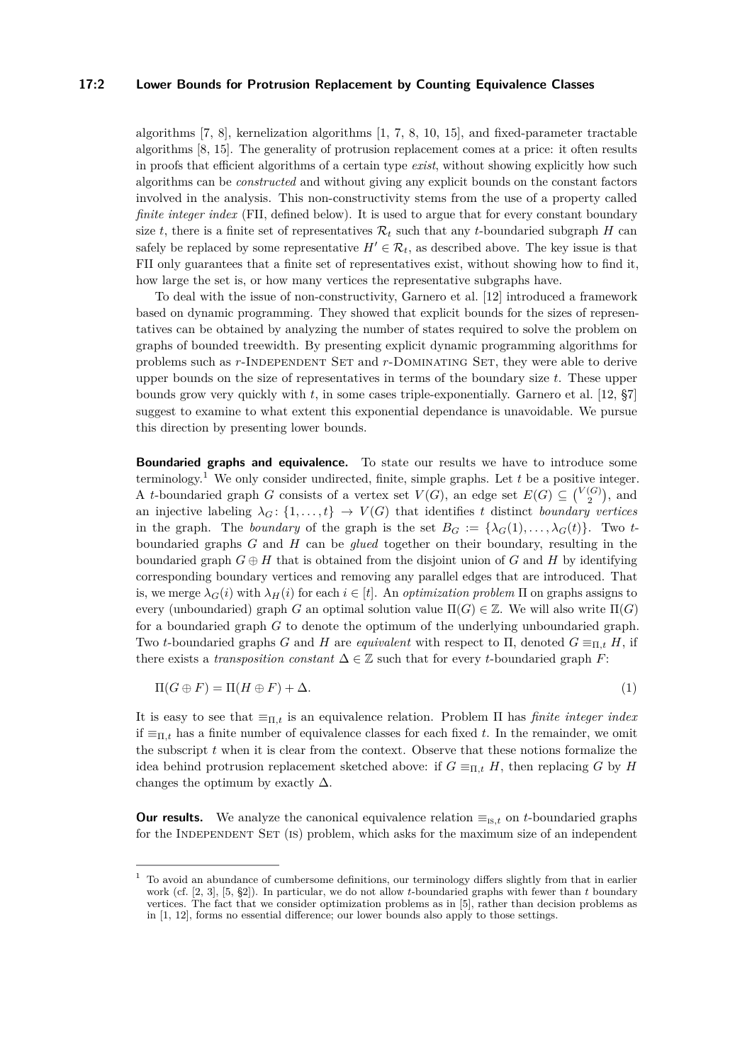algorithms [7, 8], kernelization algorithms [1, 7, 8, 10, 15], and fixed-parameter tractable algorithms [8, 15]. The generality of protrusion replacement comes at a price: it often results in proofs that efficient algorithms of a certain type *exist*, without showing explicitly how such algorithms can be *constructed* and without giving any explicit bounds on the constant factors involved in the analysis. This non-constructivity stems from the use of a property called *finite integer index* (FII, defined below). It is used to argue that for every constant boundary size $t$, there is a finite set of representatives $\mathcal{R}_t$ such that any $t$-boundaried subgraph $H$ can safely be replaced by some representative $H' \in \mathcal{R}_t$, as described above. The key issue is that FII only guarantees that a finite set of representatives exist, without showing how to find it, how large the set is, or how many vertices the representative subgraphs have.

To deal with the issue of non-constructivity, Garnero et al. [12] introduced a framework based on dynamic programming. They showed that explicit bounds for the sizes of representatives can be obtained by analyzing the number of states required to solve the problem on graphs of bounded treewidth. By presenting explicit dynamic programming algorithms for problems such as $r$-Independent Set and $r$-Dominating Set, they were able to derive upper bounds on the size of representatives in terms of the boundary size $t$. These upper bounds grow very quickly with $t$, in some cases triple-exponentially. Garnero et al. [12, §7] suggest to examine to what extent this exponential dependance is unavoidable. We pursue this direction by presenting lower bounds.

**Boundaried graphs and equivalence.** To state our results we have to introduce some terminology.[1] We only consider undirected, finite, simple graphs. Let $t$ be a positive integer. A $t$-boundaried graph $G$ consists of a vertex set $V(G)$, an edge set $E(G) \subseteq \binom{V(G)}{2}$, and an injective labeling $\lambda_G \colon \{1, \ldots, t\} \to V(G)$ that identifies $t$ distinct *boundary vertices* in the graph. The *boundary* of the graph is the set $B_G := \{\lambda_G(1), \ldots, \lambda_G(t)\}$. Two $t$-boundaried graphs $G$ and $H$ can be *glued* together on their boundary, resulting in the boundaried graph $G \oplus H$ that is obtained from the disjoint union of $G$ and $H$ by identifying corresponding boundary vertices and removing any parallel edges that are introduced. That is, we merge $\lambda_G(i)$ with $\lambda_H(i)$ for each $i \in [t]$. An *optimization problem* $\Pi$ on graphs assigns to every (unboundaried) graph $G$ an optimal solution value $\Pi(G) \in \mathbb{Z}$. We will also write $\Pi(G)$ for a boundaried graph $G$ to denote the optimum of the underlying unboundaried graph. Two $t$-boundaried graphs $G$ and $H$ are *equivalent* with respect to $\Pi$, denoted $G \equiv_{\Pi,t} H$, if there exists a *transposition constant* $\Delta \in \mathbb{Z}$ such that for every $t$-boundaried graph $F$:

$$\Pi(G \oplus F) = \Pi(H \oplus F) + \Delta. \tag{1}$$

It is easy to see that $\equiv_{\Pi,t}$ is an equivalence relation. Problem $\Pi$ has *finite integer index* if $\equiv_{\Pi,t}$ has a finite number of equivalence classes for each fixed $t$. In the remainder, we omit the subscript $t$ when it is clear from the context. Observe that these notions formalize the idea behind protrusion replacement sketched above: if $G \equiv_{\Pi,t} H$, then replacing $G$ by $H$ changes the optimum by exactly $\Delta$.

**Our results.** We analyze the canonical equivalence relation $\equiv_{\text{IS},t}$ on $t$-boundaried graphs for the Independent Set (IS) problem, which asks for the maximum size of an independent

[1] To avoid an abundance of cumbersome definitions, our terminology differs slightly from that in earlier work (cf. [2, 3], [5, §2]). In particular, we do not allow $t$-boundaried graphs with fewer than $t$ boundary vertices. The fact that we consider optimization problems as in [5], rather than decision problems as in [1, 12], forms no essential difference; our lower bounds also apply to those settings.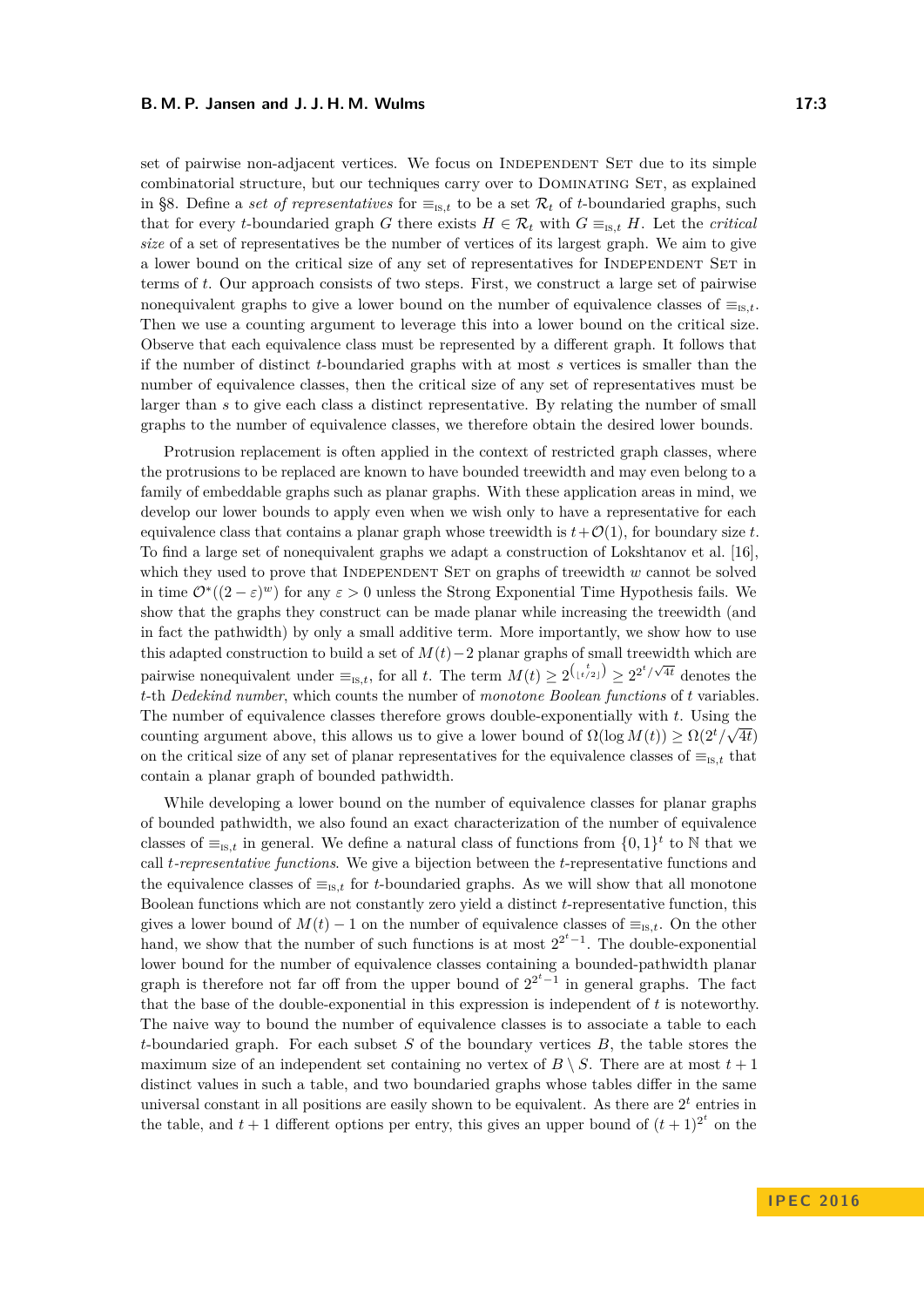set of pairwise non-adjacent vertices. We focus on Independent Set due to its simple combinatorial structure, but our techniques carry over to Dominating Set, as explained in §8. Define a *set of representatives* for $\equiv_{\text{IS},t}$ to be a set $\mathcal{R}_t$ of $t$-boundaried graphs, such that for every $t$-boundaried graph $G$ there exists $H \in \mathcal{R}_t$ with $G \equiv_{\text{IS},t} H$. Let the *critical size* of a set of representatives be the number of vertices of its largest graph. We aim to give a lower bound on the critical size of any set of representatives for Independent Set in terms of $t$. Our approach consists of two steps. First, we construct a large set of pairwise nonequivalent graphs to give a lower bound on the number of equivalence classes of $\equiv_{\text{IS},t}$. Then we use a counting argument to leverage this into a lower bound on the critical size. Observe that each equivalence class must be represented by a different graph. It follows that if the number of distinct $t$-boundaried graphs with at most $s$ vertices is smaller than the number of equivalence classes, then the critical size of any set of representatives must be larger than $s$ to give each class a distinct representative. By relating the number of small graphs to the number of equivalence classes, we therefore obtain the desired lower bounds.

Protrusion replacement is often applied in the context of restricted graph classes, where the protrusions to be replaced are known to have bounded treewidth and may even belong to a family of embeddable graphs such as planar graphs. With these application areas in mind, we develop our lower bounds to apply even when we wish only to have a representative for each equivalence class that contains a planar graph whose treewidth is $t + \mathcal{O}(1)$, for boundary size $t$. To find a large set of nonequivalent graphs we adapt a construction of Lokshtanov et al. [16], which they used to prove that Independent Set on graphs of treewidth $w$ cannot be solved in time $\mathcal{O}^*((2-\varepsilon)^w)$ for any $\varepsilon > 0$ unless the Strong Exponential Time Hypothesis fails. We show that the graphs they construct can be made planar while increasing the treewidth (and in fact the pathwidth) by only a small additive term. More importantly, we show how to use this adapted construction to build a set of $M(t) - 2$ planar graphs of small treewidth which are pairwise nonequivalent under $\equiv_{\text{IS},t}$, for all $t$. The term $M(t) \geq 2^{\binom{t}{\lfloor t/2 \rfloor}} \geq 2^{2^t/\sqrt{4t}}$ denotes the $t$-th *Dedekind number*, which counts the number of *monotone Boolean functions* of $t$ variables. The number of equivalence classes therefore grows double-exponentially with $t$. Using the counting argument above, this allows us to give a lower bound of $\Omega(\log M(t)) \geq \Omega(2^t/\sqrt{4t})$ on the critical size of any set of planar representatives for the equivalence classes of $\equiv_{\text{IS},t}$ that contain a planar graph of bounded pathwidth.

While developing a lower bound on the number of equivalence classes for planar graphs of bounded pathwidth, we also found an exact characterization of the number of equivalence classes of $\equiv_{\text{IS},t}$ in general. We define a natural class of functions from $\{0,1\}^t$ to $\mathbb{N}$ that we call *$t$-representative functions*. We give a bijection between the $t$-representative functions and the equivalence classes of $\equiv_{\text{IS},t}$ for $t$-boundaried graphs. As we will show that all monotone Boolean functions which are not constantly zero yield a distinct $t$-representative function, this gives a lower bound of $M(t) - 1$ on the number of equivalence classes of $\equiv_{\text{IS},t}$. On the other hand, we show that the number of such functions is at most $2^{2^t - 1}$. The double-exponential lower bound for the number of equivalence classes containing a bounded-pathwidth planar graph is therefore not far off from the upper bound of $2^{2^t - 1}$ in general graphs. The fact that the base of the double-exponential in this expression is independent of $t$ is noteworthy. The naive way to bound the number of equivalence classes is to associate a table to each $t$-boundaried graph. For each subset $S$ of the boundary vertices $B$, the table stores the maximum size of an independent set containing no vertex of $B \setminus S$. There are at most $t + 1$ distinct values in such a table, and two boundaried graphs whose tables differ in the same universal constant in all positions are easily shown to be equivalent. As there are $2^t$ entries in the table, and $t + 1$ different options per entry, this gives an upper bound of $(t+1)^{2^t}$ on the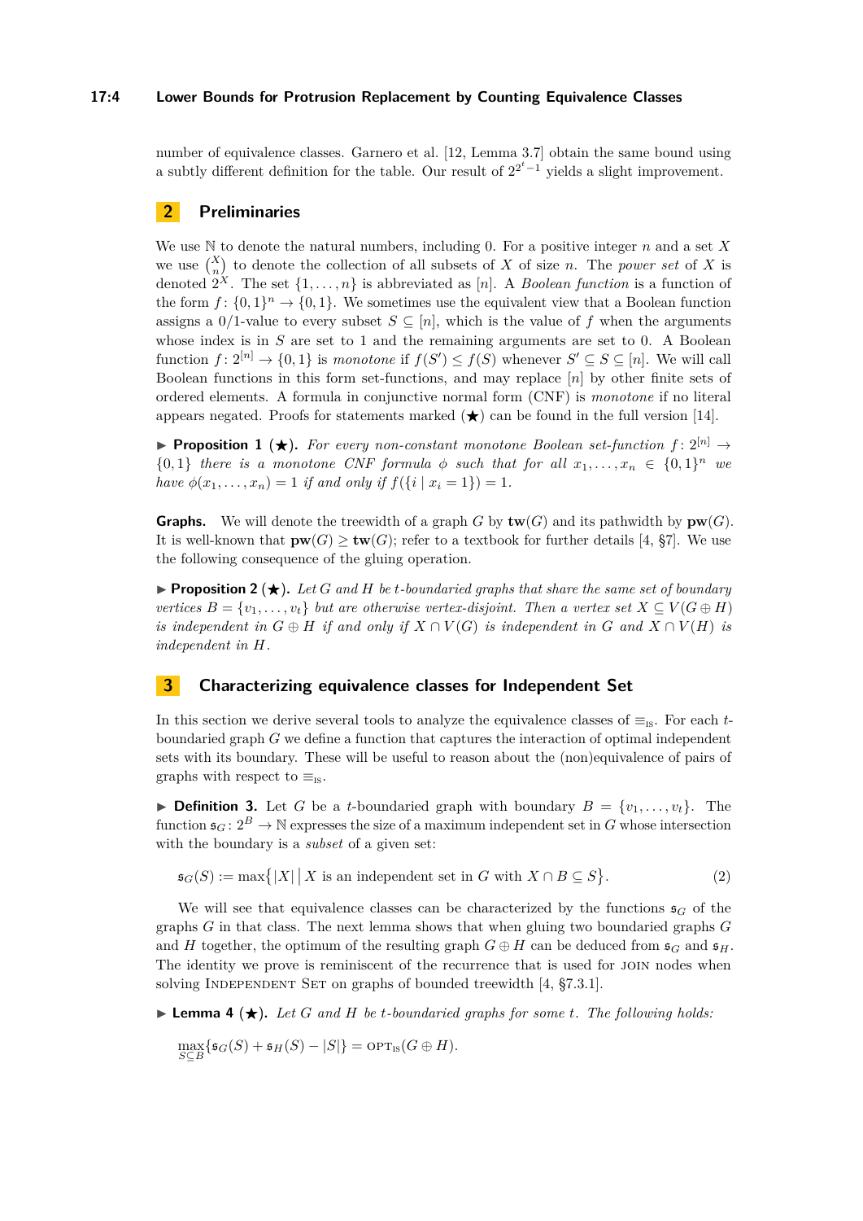number of equivalence classes. Garnero et al. [12, Lemma 3.7] obtain the same bound using a subtly different definition for the table. Our result of $2^{2^t-1}$ yields a slight improvement.

## 2 Preliminaries

We use $\mathbb{N}$ to denote the natural numbers, including 0. For a positive integer $n$ and a set $X$ we use $\binom{X}{n}$ to denote the collection of all subsets of $X$ of size $n$. The *power set* of $X$ is denoted $2^X$. The set $\{1,\ldots,n\}$ is abbreviated as $[n]$. A *Boolean function* is a function of the form $f\colon \{0,1\}^n \to \{0,1\}$. We sometimes use the equivalent view that a Boolean function assigns a 0/1-value to every subset $S \subseteq [n]$, which is the value of $f$ when the arguments whose index is in $S$ are set to 1 and the remaining arguments are set to 0. A Boolean function $f\colon 2^{[n]} \to \{0,1\}$ is *monotone* if $f(S') \leq f(S)$ whenever $S' \subseteq S \subseteq [n]$. We will call Boolean functions in this form set-functions, and may replace $[n]$ by other finite sets of ordered elements. A formula in conjunctive normal form (CNF) is *monotone* if no literal appears negated. Proofs for statements marked (★) can be found in the full version [14].

▶ **Proposition 1** (★)**.** *For every non-constant monotone Boolean set-function $f\colon 2^{[n]} \to \{0,1\}$ there is a monotone CNF formula $\phi$ such that for all $x_1,\ldots,x_n \in \{0,1\}^n$ we have $\phi(x_1,\ldots,x_n) = 1$ if and only if $f(\{i \mid x_i = 1\}) = 1$.*

**Graphs.** We will denote the treewidth of a graph $G$ by $\mathbf{tw}(G)$ and its pathwidth by $\mathbf{pw}(G)$. It is well-known that $\mathbf{pw}(G) \geq \mathbf{tw}(G)$; refer to a textbook for further details [4, §7]. We use the following consequence of the gluing operation.

▶ **Proposition 2** (★)**.** *Let $G$ and $H$ be $t$-boundaried graphs that share the same set of boundary vertices $B = \{v_1,\ldots,v_t\}$ but are otherwise vertex-disjoint. Then a vertex set $X \subseteq V(G \oplus H)$ is independent in $G \oplus H$ if and only if $X \cap V(G)$ is independent in $G$ and $X \cap V(H)$ is independent in $H$.*

## 3 Characterizing equivalence classes for Independent Set

In this section we derive several tools to analyze the equivalence classes of $\equiv_{\text{IS}}$. For each $t$-boundaried graph $G$ we define a function that captures the interaction of optimal independent sets with its boundary. These will be useful to reason about the (non)equivalence of pairs of graphs with respect to $\equiv_{\text{IS}}$.

▶ **Definition 3.** Let $G$ be a $t$-boundaried graph with boundary $B = \{v_1,\ldots,v_t\}$. The function $\mathfrak{s}_G\colon 2^B \to \mathbb{N}$ expresses the size of a maximum independent set in $G$ whose intersection with the boundary is a *subset* of a given set:

$$\mathfrak{s}_G(S) := \max\bigl\{|X| \bigm| X \text{ is an independent set in } G \text{ with } X \cap B \subseteq S\bigr\}. \tag{2}$$

We will see that equivalence classes can be characterized by the functions $\mathfrak{s}_G$ of the graphs $G$ in that class. The next lemma shows that when gluing two boundaried graphs $G$ and $H$ together, the optimum of the resulting graph $G \oplus H$ can be deduced from $\mathfrak{s}_G$ and $\mathfrak{s}_H$. The identity we prove is reminiscent of the recurrence that is used for JOIN nodes when solving INDEPENDENT SET on graphs of bounded treewidth [4, §7.3.1].

▶ **Lemma 4** (★)**.** *Let $G$ and $H$ be $t$-boundaried graphs for some $t$. The following holds:*

$$\max_{S \subseteq B}\{\mathfrak{s}_G(S) + \mathfrak{s}_H(S) - |S|\} = \text{OPT}_{\text{IS}}(G \oplus H).$$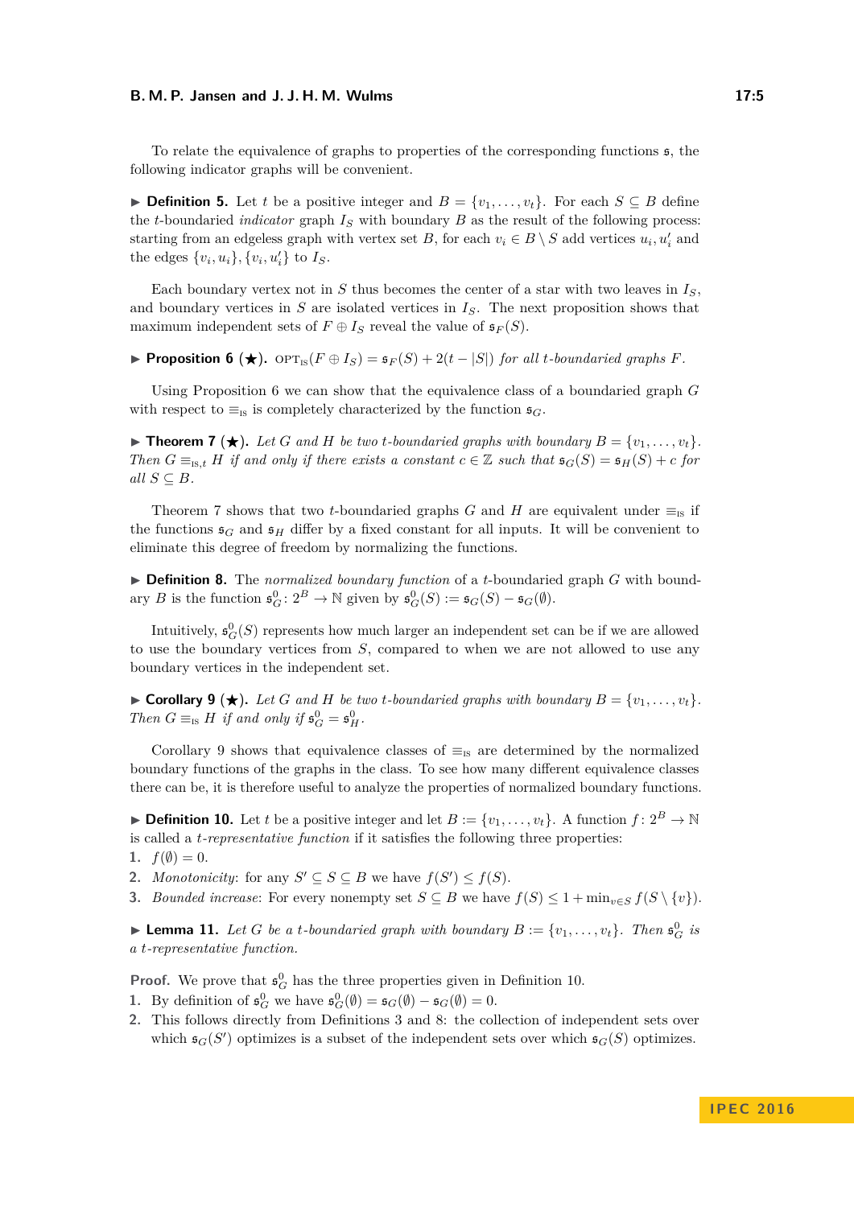To relate the equivalence of graphs to properties of the corresponding functions $\mathfrak{s}$, the following indicator graphs will be convenient.

▶ **Definition 5.** Let $t$ be a positive integer and $B = \{v_1, \ldots, v_t\}$. For each $S \subseteq B$ define the $t$-boundaried *indicator* graph $I_S$ with boundary $B$ as the result of the following process: starting from an edgeless graph with vertex set $B$, for each $v_i \in B \setminus S$ add vertices $u_i, u_i'$ and the edges $\{v_i, u_i\}, \{v_i, u_i'\}$ to $I_S$.

Each boundary vertex not in $S$ thus becomes the center of a star with two leaves in $I_S$, and boundary vertices in $S$ are isolated vertices in $I_S$. The next proposition shows that maximum independent sets of $F \oplus I_S$ reveal the value of $\mathfrak{s}_F(S)$.

▶ **Proposition 6 (★).** *$\text{OPT}_{\text{IS}}(F \oplus I_S) = \mathfrak{s}_F(S) + 2(t - |S|)$ for all $t$-boundaried graphs $F$.*

Using Proposition 6 we can show that the equivalence class of a boundaried graph $G$ with respect to $\equiv_{\text{IS}}$ is completely characterized by the function $\mathfrak{s}_G$.

▶ **Theorem 7 (★).** *Let $G$ and $H$ be two $t$-boundaried graphs with boundary $B = \{v_1, \ldots, v_t\}$. Then $G \equiv_{\text{IS},t} H$ if and only if there exists a constant $c \in \mathbb{Z}$ such that $\mathfrak{s}_G(S) = \mathfrak{s}_H(S) + c$ for all $S \subseteq B$.*

Theorem 7 shows that two $t$-boundaried graphs $G$ and $H$ are equivalent under $\equiv_{\text{IS}}$ if the functions $\mathfrak{s}_G$ and $\mathfrak{s}_H$ differ by a fixed constant for all inputs. It will be convenient to eliminate this degree of freedom by normalizing the functions.

▶ **Definition 8.** The *normalized boundary function* of a $t$-boundaried graph $G$ with boundary $B$ is the function $\mathfrak{s}^0_G \colon 2^B \to \mathbb{N}$ given by $\mathfrak{s}^0_G(S) := \mathfrak{s}_G(S) - \mathfrak{s}_G(\emptyset)$.

Intuitively, $\mathfrak{s}^0_G(S)$ represents how much larger an independent set can be if we are allowed to use the boundary vertices from $S$, compared to when we are not allowed to use any boundary vertices in the independent set.

▶ **Corollary 9 (★).** *Let $G$ and $H$ be two $t$-boundaried graphs with boundary $B = \{v_1, \ldots, v_t\}$. Then $G \equiv_{\text{IS}} H$ if and only if $\mathfrak{s}^0_G = \mathfrak{s}^0_H$.*

Corollary 9 shows that equivalence classes of $\equiv_{\text{IS}}$ are determined by the normalized boundary functions of the graphs in the class. To see how many different equivalence classes there can be, it is therefore useful to analyze the properties of normalized boundary functions.

▶ **Definition 10.** Let $t$ be a positive integer and let $B := \{v_1, \ldots, v_t\}$. A function $f \colon 2^B \to \mathbb{N}$ is called a *$t$-representative function* if it satisfies the following three properties:

1. $f(\emptyset) = 0$.
2. *Monotonicity*: for any $S' \subseteq S \subseteq B$ we have $f(S') \leq f(S)$.
3. *Bounded increase*: For every nonempty set $S \subseteq B$ we have $f(S) \leq 1 + \min_{v \in S} f(S \setminus \{v\})$.

▶ **Lemma 11.** *Let $G$ be a $t$-boundaried graph with boundary $B := \{v_1, \ldots, v_t\}$. Then $\mathfrak{s}^0_G$ is a $t$-representative function.*

**Proof.** We prove that $\mathfrak{s}^0_G$ has the three properties given in Definition 10.

1. By definition of $\mathfrak{s}^0_G$ we have $\mathfrak{s}^0_G(\emptyset) = \mathfrak{s}_G(\emptyset) - \mathfrak{s}_G(\emptyset) = 0$.
2. This follows directly from Definitions 3 and 8: the collection of independent sets over which $\mathfrak{s}_G(S')$ optimizes is a subset of the independent sets over which $\mathfrak{s}_G(S)$ optimizes.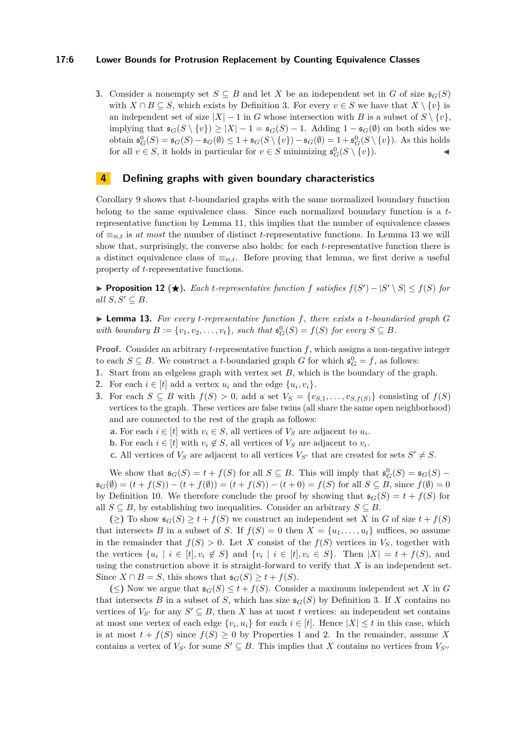3. Consider a nonempty set $S \subseteq B$ and let $X$ be an independent set in $G$ of size $\mathfrak{s}_G(S)$ with $X \cap B \subseteq S$, which exists by Definition 3. For every $v \in S$ we have that $X \setminus \{v\}$ is an independent set of size $|X| - 1$ in $G$ whose intersection with $B$ is a subset of $S \setminus \{v\}$, implying that $\mathfrak{s}_G(S \setminus \{v\}) \geq |X| - 1 = \mathfrak{s}_G(S) - 1$. Adding $1 - \mathfrak{s}_G(\emptyset)$ on both sides we obtain $\mathfrak{s}^0_G(S) = \mathfrak{s}_G(S) - \mathfrak{s}_G(\emptyset) \leq 1 + \mathfrak{s}_G(S \setminus \{v\}) - \mathfrak{s}_G(\emptyset) = 1 + \mathfrak{s}^0_G(S \setminus \{v\})$. As this holds for all $v \in S$, it holds in particular for $v \in S$ minimizing $\mathfrak{s}^0_G(S \setminus \{v\})$. ◀

## 4 Defining graphs with given boundary characteristics

Corollary 9 shows that $t$-boundaried graphs with the same normalized boundary function belong to the same equivalence class. Since each normalized boundary function is a $t$-representative function by Lemma 11, this implies that the number of equivalence classes of $\equiv_{\text{IS},t}$ is *at most* the number of distinct $t$-representative functions. In Lemma 13 we will show that, surprisingly, the converse also holds: for each $t$-representative function there is a distinct equivalence class of $\equiv_{\text{IS},t}$. Before proving that lemma, we first derive a useful property of $t$-representative functions.

▶ **Proposition 12** (★). *Each $t$-representative function $f$ satisfies $f(S') - |S' \setminus S| \leq f(S)$ for all $S, S' \subseteq B$.*

▶ **Lemma 13.** *For every $t$-representative function $f$, there exists a $t$-boundaried graph $G$ with boundary $B := \{v_1, v_2, \ldots, v_t\}$, such that $\mathfrak{s}^0_G(S) = f(S)$ for every $S \subseteq B$.*

**Proof.** Consider an arbitrary $t$-representative function $f$, which assigns a non-negative integer to each $S \subseteq B$. We construct a $t$-boundaried graph $G$ for which $\mathfrak{s}^0_G = f$, as follows:

1. Start from an edgeless graph with vertex set $B$, which is the boundary of the graph.
2. For each $i \in [t]$ add a vertex $u_i$ and the edge $\{u_i, v_i\}$.
3. For each $S \subseteq B$ with $f(S) > 0$, add a set $V_S = \{v_{S,1}, \ldots, v_{S,f(S)}\}$ consisting of $f(S)$ vertices to the graph. These vertices are false twins (all share the same open neighborhood) and are connected to the rest of the graph as follows:
   a. For each $i \in [t]$ with $v_i \in S$, all vertices of $V_S$ are adjacent to $u_i$.
   b. For each $i \in [t]$ with $v_i \notin S$, all vertices of $V_S$ are adjacent to $v_i$.
   c. All vertices of $V_S$ are adjacent to all vertices $V_{S'}$ that are created for sets $S' \neq S$.

We show that $\mathfrak{s}_G(S) = t + f(S)$ for all $S \subseteq B$. This will imply that $\mathfrak{s}^0_G(S) = \mathfrak{s}_G(S) - \mathfrak{s}_G(\emptyset) = (t + f(S)) - (t + f(\emptyset)) = (t + f(S)) - (t + 0) = f(S)$ for all $S \subseteq B$, since $f(\emptyset) = 0$ by Definition 10. We therefore conclude the proof by showing that $\mathfrak{s}_G(S) = t + f(S)$ for all $S \subseteq B$, by establishing two inequalities. Consider an arbitrary $S \subseteq B$.

($\geq$) To show $\mathfrak{s}_G(S) \geq t + f(S)$ we construct an independent set $X$ in $G$ of size $t + f(S)$ that intersects $B$ in a subset of $S$. If $f(S) = 0$ then $X = \{u_1, \ldots, u_t\}$ suffices, so assume in the remainder that $f(S) > 0$. Let $X$ consist of the $f(S)$ vertices in $V_S$, together with the vertices $\{u_i \mid i \in [t], v_i \notin S\}$ and $\{v_i \mid i \in [t], v_i \in S\}$. Then $|X| = t + f(S)$, and using the construction above it is straight-forward to verify that $X$ is an independent set. Since $X \cap B = S$, this shows that $\mathfrak{s}_G(S) \geq t + f(S)$.

($\leq$) Now we argue that $\mathfrak{s}_G(S) \leq t + f(S)$. Consider a maximum independent set $X$ in $G$ that intersects $B$ in a subset of $S$, which has size $\mathfrak{s}_G(S)$ by Definition 3. If $X$ contains no vertices of $V_{S'}$ for any $S' \subseteq B$, then $X$ has at most $t$ vertices: an independent set contains at most one vertex of each edge $\{v_i, u_i\}$ for each $i \in [t]$. Hence $|X| \leq t$ in this case, which is at most $t + f(S)$ since $f(S) \geq 0$ by Properties 1 and 2. In the remainder, assume $X$ contains a vertex of $V_{S'}$ for some $S' \subseteq B$. This implies that $X$ contains no vertices from $V_{S''}$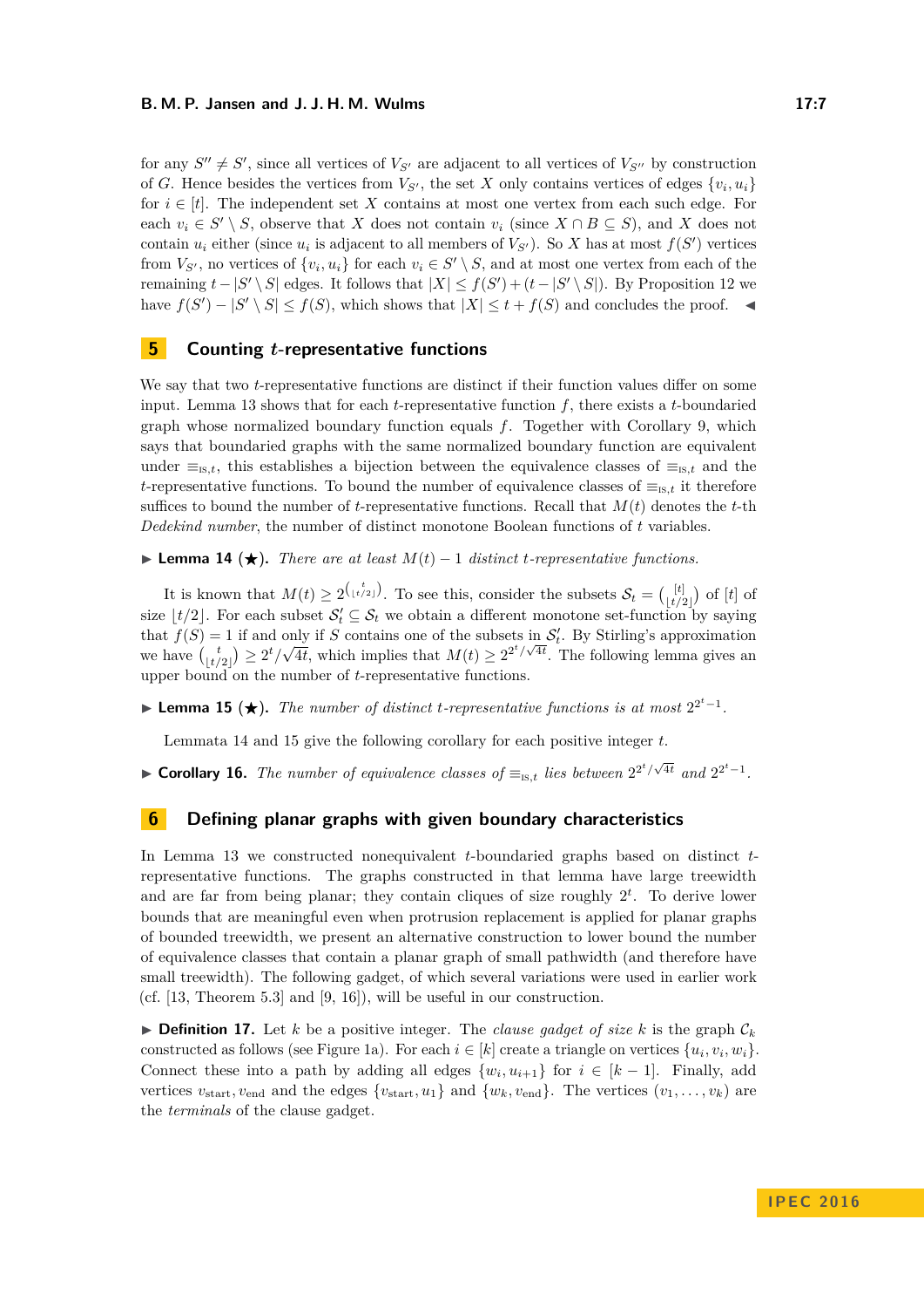for any $S'' \neq S'$, since all vertices of $V_{S'}$ are adjacent to all vertices of $V_{S''}$ by construction of $G$. Hence besides the vertices from $V_{S'}$, the set $X$ only contains vertices of edges $\{v_i, u_i\}$ for $i \in [t]$. The independent set $X$ contains at most one vertex from each such edge. For each $v_i \in S' \setminus S$, observe that $X$ does not contain $v_i$ (since $X \cap B \subseteq S$), and $X$ does not contain $u_i$ either (since $u_i$ is adjacent to all members of $V_{S'}$). So $X$ has at most $f(S')$ vertices from $V_{S'}$, no vertices of $\{v_i, u_i\}$ for each $v_i \in S' \setminus S$, and at most one vertex from each of the remaining $t - |S' \setminus S|$ edges. It follows that $|X| \leq f(S') + (t - |S' \setminus S|)$. By Proposition 12 we have $f(S') - |S' \setminus S| \leq f(S)$, which shows that $|X| \leq t + f(S)$ and concludes the proof. ◂

## 5 Counting $t$-representative functions

We say that two $t$-representative functions are distinct if their function values differ on some input. Lemma 13 shows that for each $t$-representative function $f$, there exists a $t$-boundaried graph whose normalized boundary function equals $f$. Together with Corollary 9, which says that boundaried graphs with the same normalized boundary function are equivalent under $\equiv_{\text{IS},t}$, this establishes a bijection between the equivalence classes of $\equiv_{\text{IS},t}$ and the $t$-representative functions. To bound the number of equivalence classes of $\equiv_{\text{IS},t}$ it therefore suffices to bound the number of $t$-representative functions. Recall that $M(t)$ denotes the $t$-th *Dedekind number*, the number of distinct monotone Boolean functions of $t$ variables.

▸ **Lemma 14** (★). *There are at least $M(t) - 1$ distinct $t$-representative functions.*

It is known that $M(t) \geq 2^{\binom{t}{\lfloor t/2 \rfloor}}$. To see this, consider the subsets $\mathcal{S}_t = \binom{[t]}{\lfloor t/2 \rfloor}$ of $[t]$ of size $\lfloor t/2 \rfloor$. For each subset $\mathcal{S}'_t \subseteq \mathcal{S}_t$ we obtain a different monotone set-function by saying that $f(S) = 1$ if and only if $S$ contains one of the subsets in $\mathcal{S}'_t$. By Stirling's approximation we have $\binom{t}{\lfloor t/2 \rfloor} \geq 2^t/\sqrt{4t}$, which implies that $M(t) \geq 2^{2^t/\sqrt{4t}}$. The following lemma gives an upper bound on the number of $t$-representative functions.

▸ **Lemma 15** (★). *The number of distinct $t$-representative functions is at most $2^{2^t-1}$.*

Lemmata 14 and 15 give the following corollary for each positive integer $t$.

▸ **Corollary 16.** *The number of equivalence classes of $\equiv_{\text{IS},t}$ lies between $2^{2^t/\sqrt{4t}}$ and $2^{2^t-1}$.*

## 6 Defining planar graphs with given boundary characteristics

In Lemma 13 we constructed nonequivalent $t$-boundaried graphs based on distinct $t$-representative functions. The graphs constructed in that lemma have large treewidth and are far from being planar; they contain cliques of size roughly $2^t$. To derive lower bounds that are meaningful even when protrusion replacement is applied for planar graphs of bounded treewidth, we present an alternative construction to lower bound the number of equivalence classes that contain a planar graph of small pathwidth (and therefore have small treewidth). The following gadget, of which several variations were used in earlier work (cf. [13, Theorem 5.3] and [9, 16]), will be useful in our construction.

▸ **Definition 17.** Let $k$ be a positive integer. The *clause gadget of size $k$* is the graph $\mathcal{C}_k$ constructed as follows (see Figure 1a). For each $i \in [k]$ create a triangle on vertices $\{u_i, v_i, w_i\}$. Connect these into a path by adding all edges $\{w_i, u_{i+1}\}$ for $i \in [k-1]$. Finally, add vertices $v_{\text{start}}, v_{\text{end}}$ and the edges $\{v_{\text{start}}, u_1\}$ and $\{w_k, v_{\text{end}}\}$. The vertices $(v_1, \ldots, v_k)$ are the *terminals* of the clause gadget.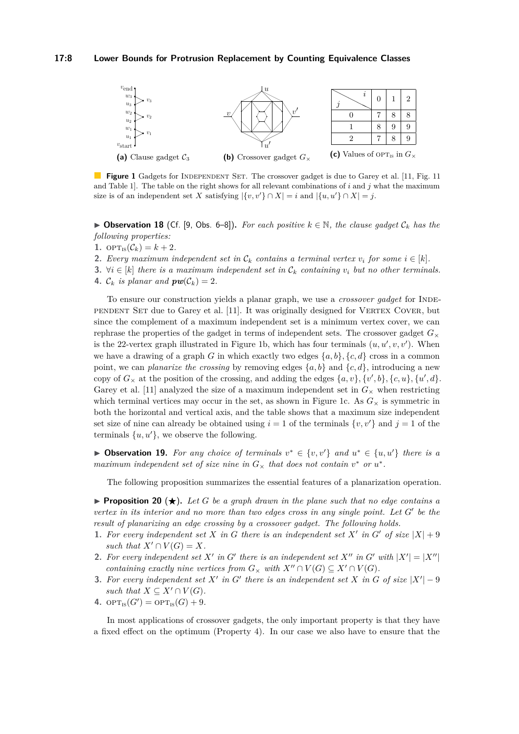| $j$ \ $i$ | 0 | 1 | 2 |
|---|---|---|---|
| 0 | 7 | 8 | 8 |
| 1 | 8 | 9 | 9 |
| 2 | 7 | 8 | 9 |

**(a)** Clause gadget $\mathcal{C}_3$ **(b)** Crossover gadget $G_\times$ **(c)** Values of $\text{OPT}_{\text{IS}}$ in $G_\times$

**Figure 1** Gadgets for Independent Set. The crossover gadget is due to Garey et al. [11, Fig. 11 and Table 1]. The table on the right shows for all relevant combinations of $i$ and $j$ what the maximum size is of an independent set $X$ satisfying $|\{v, v'\} \cap X| = i$ and $|\{u, u'\} \cap X| = j$.

▶ **Observation 18** (Cf. [9, Obs. 6–8])**.** *For each positive $k \in \mathbb{N}$, the clause gadget $\mathcal{C}_k$ has the following properties:*

1. $\text{OPT}_{\text{IS}}(\mathcal{C}_k) = k + 2$.
2. *Every maximum independent set in $\mathcal{C}_k$ contains a terminal vertex $v_i$ for some $i \in [k]$.*
3. *$\forall i \in [k]$ there is a maximum independent set in $\mathcal{C}_k$ containing $v_i$ but no other terminals.*
4. *$\mathcal{C}_k$ is planar and $\boldsymbol{pw}(\mathcal{C}_k) = 2$.*

To ensure our construction yields a planar graph, we use a *crossover gadget* for Independent Set due to Garey et al. [11]. It was originally designed for Vertex Cover, but since the complement of a maximum independent set is a minimum vertex cover, we can rephrase the properties of the gadget in terms of independent sets. The crossover gadget $G_\times$ is the 22-vertex graph illustrated in Figure 1b, which has four terminals $(u, u', v, v')$. When we have a drawing of a graph $G$ in which exactly two edges $\{a, b\}, \{c, d\}$ cross in a common point, we can *planarize the crossing* by removing edges $\{a, b\}$ and $\{c, d\}$, introducing a new copy of $G_\times$ at the position of the crossing, and adding the edges $\{a, v\}, \{v', b\}, \{c, u\}, \{u', d\}$. Garey et al. [11] analyzed the size of a maximum independent set in $G_\times$ when restricting which terminal vertices may occur in the set, as shown in Figure 1c. As $G_\times$ is symmetric in both the horizontal and vertical axis, and the table shows that a maximum size independent set size of nine can already be obtained using $i = 1$ of the terminals $\{v, v'\}$ and $j = 1$ of the terminals $\{u, u'\}$, we observe the following.

▶ **Observation 19.** *For any choice of terminals $v^* \in \{v, v'\}$ and $u^* \in \{u, u'\}$ there is a maximum independent set of size nine in $G_\times$ that does not contain $v^*$ or $u^*$.*

The following proposition summarizes the essential features of a planarization operation.

▶ **Proposition 20** (★)**.** *Let $G$ be a graph drawn in the plane such that no edge contains a vertex in its interior and no more than two edges cross in any single point. Let $G'$ be the result of planarizing an edge crossing by a crossover gadget. The following holds.*

1. *For every independent set $X$ in $G$ there is an independent set $X'$ in $G'$ of size $|X| + 9$ such that $X' \cap V(G) = X$.*
2. *For every independent set $X'$ in $G'$ there is an independent set $X''$ in $G'$ with $|X'| = |X''|$ containing exactly nine vertices from $G_\times$ with $X'' \cap V(G) \subseteq X' \cap V(G)$.*
3. *For every independent set $X'$ in $G'$ there is an independent set $X$ in $G$ of size $|X'| - 9$ such that $X \subseteq X' \cap V(G)$.*
4. $\text{OPT}_{\text{IS}}(G') = \text{OPT}_{\text{IS}}(G) + 9$.

In most applications of crossover gadgets, the only important property is that they have a fixed effect on the optimum (Property 4). In our case we also have to ensure that the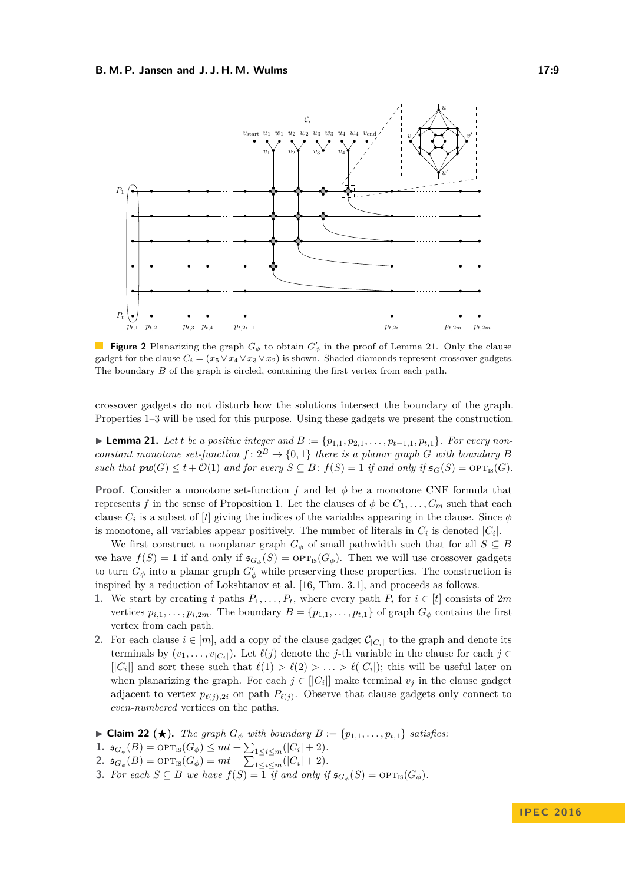**Figure 2** Planarizing the graph $G_\phi$ to obtain $G'_\phi$ in the proof of Lemma 21. Only the clause gadget for the clause $C_i = (x_5 \vee x_4 \vee x_3 \vee x_2)$ is shown. Shaded diamonds represent crossover gadgets. The boundary $B$ of the graph is circled, containing the first vertex from each path.

crossover gadgets do not disturb how the solutions intersect the boundary of the graph. Properties 1–3 will be used for this purpose. Using these gadgets we present the construction.

▶ **Lemma 21.** *Let $t$ be a positive integer and $B := \{p_{1,1}, p_{2,1}, \ldots, p_{t-1,1}, p_{t,1}\}$. For every non-constant monotone set-function $f\colon 2^B \to \{0,1\}$ there is a planar graph $G$ with boundary $B$ such that $\boldsymbol{pw}(G) \leq t + \mathcal{O}(1)$ and for every $S \subseteq B$: $f(S) = 1$ if and only if $\mathfrak{s}_G(S) = \text{OPT}_{\text{IS}}(G)$.*

**Proof.** Consider a monotone set-function $f$ and let $\phi$ be a monotone CNF formula that represents $f$ in the sense of Proposition 1. Let the clauses of $\phi$ be $C_1, \ldots, C_m$ such that each clause $C_i$ is a subset of $[t]$ giving the indices of the variables appearing in the clause. Since $\phi$ is monotone, all variables appear positively. The number of literals in $C_i$ is denoted $|C_i|$.

We first construct a nonplanar graph $G_\phi$ of small pathwidth such that for all $S \subseteq B$ we have $f(S) = 1$ if and only if $\mathfrak{s}_{G_\phi}(S) = \text{OPT}_{\text{IS}}(G_\phi)$. Then we will use crossover gadgets to turn $G_\phi$ into a planar graph $G'_\phi$ while preserving these properties. The construction is inspired by a reduction of Lokshtanov et al. [16, Thm. 3.1], and proceeds as follows.

1. We start by creating $t$ paths $P_1, \ldots, P_t$, where every path $P_i$ for $i \in [t]$ consists of $2m$ vertices $p_{i,1}, \ldots, p_{i,2m}$. The boundary $B = \{p_{1,1}, \ldots, p_{t,1}\}$ of graph $G_\phi$ contains the first vertex from each path.
2. For each clause $i \in [m]$, add a copy of the clause gadget $\mathcal{C}_{|C_i|}$ to the graph and denote its terminals by $(v_1, \ldots, v_{|C_i|})$. Let $\ell(j)$ denote the $j$-th variable in the clause for each $j \in [|C_i|]$ and sort these such that $\ell(1) > \ell(2) > \ldots > \ell(|C_i|)$; this will be useful later on when planarizing the graph. For each $j \in [|C_i|]$ make terminal $v_j$ in the clause gadget adjacent to vertex $p_{\ell(j),2i}$ on path $P_{\ell(j)}$. Observe that clause gadgets only connect to *even-numbered* vertices on the paths.

▶ **Claim 22 (★).** *The graph $G_\phi$ with boundary $B := \{p_{1,1}, \ldots, p_{t,1}\}$ satisfies:*

1. $\mathfrak{s}_{G_\phi}(B) = \text{OPT}_{\text{IS}}(G_\phi) \leq mt + \sum_{1 \leq i \leq m}(|C_i| + 2)$.
2. $\mathfrak{s}_{G_\phi}(B) = \text{OPT}_{\text{IS}}(G_\phi) = mt + \sum_{1 \leq i \leq m}(|C_i| + 2)$.
3. *For each $S \subseteq B$ we have $f(S) = 1$ if and only if $\mathfrak{s}_{G_\phi}(S) = \text{OPT}_{\text{IS}}(G_\phi)$.*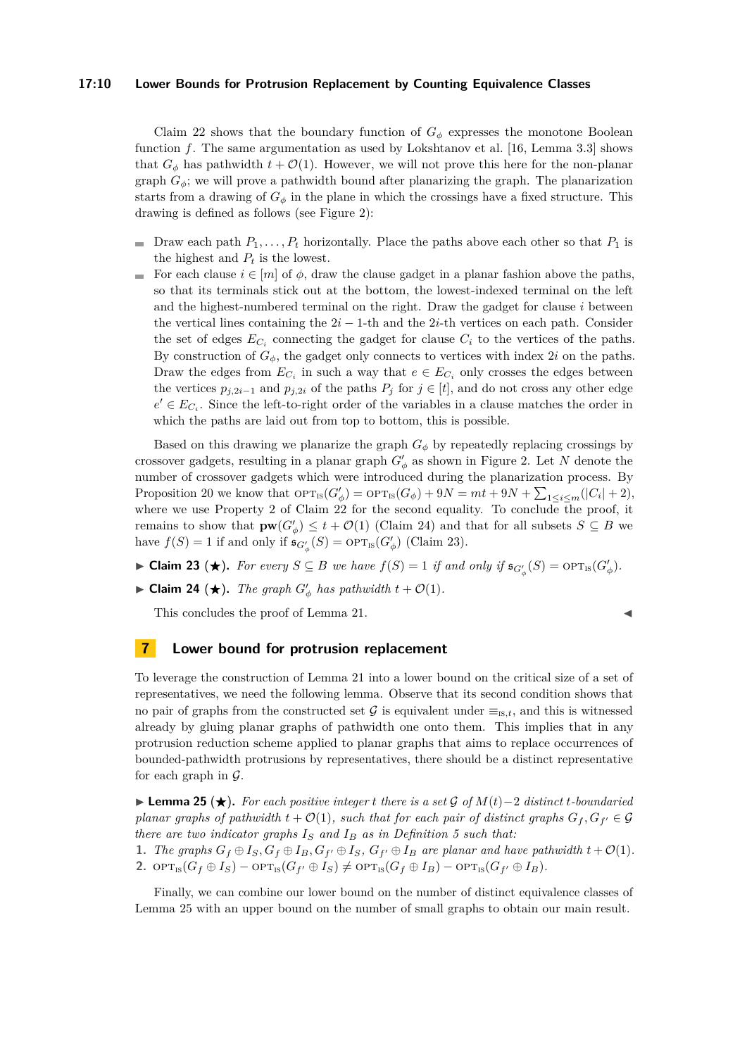Claim 22 shows that the boundary function of $G_\phi$ expresses the monotone Boolean function $f$. The same argumentation as used by Lokshtanov et al. [16, Lemma 3.3] shows that $G_\phi$ has pathwidth $t + \mathcal{O}(1)$. However, we will not prove this here for the non-planar graph $G_\phi$; we will prove a pathwidth bound after planarizing the graph. The planarization starts from a drawing of $G_\phi$ in the plane in which the crossings have a fixed structure. This drawing is defined as follows (see Figure 2):

- Draw each path $P_1, \ldots, P_t$ horizontally. Place the paths above each other so that $P_1$ is the highest and $P_t$ is the lowest.
- For each clause $i \in [m]$ of $\phi$, draw the clause gadget in a planar fashion above the paths, so that its terminals stick out at the bottom, the lowest-indexed terminal on the left and the highest-numbered terminal on the right. Draw the gadget for clause $i$ between the vertical lines containing the $2i-1$-th and the $2i$-th vertices on each path. Consider the set of edges $E_{C_i}$ connecting the gadget for clause $C_i$ to the vertices of the paths. By construction of $G_\phi$, the gadget only connects to vertices with index $2i$ on the paths. Draw the edges from $E_{C_i}$ in such a way that $e \in E_{C_i}$ only crosses the edges between the vertices $p_{j,2i-1}$ and $p_{j,2i}$ of the paths $P_j$ for $j \in [t]$, and do not cross any other edge $e' \in E_{C_i}$. Since the left-to-right order of the variables in a clause matches the order in which the paths are laid out from top to bottom, this is possible.

Based on this drawing we planarize the graph $G_\phi$ by repeatedly replacing crossings by crossover gadgets, resulting in a planar graph $G'_\phi$ as shown in Figure 2. Let $N$ denote the number of crossover gadgets which were introduced during the planarization process. By Proposition 20 we know that $\text{OPT}_{\text{IS}}(G'_\phi) = \text{OPT}_{\text{IS}}(G_\phi) + 9N = mt + 9N + \sum_{1 \leq i \leq m}(|C_i| + 2)$, where we use Property 2 of Claim 22 for the second equality. To conclude the proof, it remains to show that $\mathbf{pw}(G'_\phi) \leq t + \mathcal{O}(1)$ (Claim 24) and that for all subsets $S \subseteq B$ we have $f(S) = 1$ if and only if $\mathfrak{s}_{G'_\phi}(S) = \text{OPT}_{\text{IS}}(G'_\phi)$ (Claim 23).

▶ **Claim 23 (★).** *For every $S \subseteq B$ we have $f(S) = 1$ if and only if $\mathfrak{s}_{G'_\phi}(S) = \text{OPT}_{\text{IS}}(G'_\phi)$.*

▶ **Claim 24 (★).** *The graph $G'_\phi$ has pathwidth $t + \mathcal{O}(1)$.*

This concludes the proof of Lemma 21. ◀

## 7 Lower bound for protrusion replacement

To leverage the construction of Lemma 21 into a lower bound on the critical size of a set of representatives, we need the following lemma. Observe that its second condition shows that no pair of graphs from the constructed set $\mathcal{G}$ is equivalent under $\equiv_{\text{IS},t}$, and this is witnessed already by gluing planar graphs of pathwidth one onto them. This implies that in any protrusion reduction scheme applied to planar graphs that aims to replace occurrences of bounded-pathwidth protrusions by representatives, there should be a distinct representative for each graph in $\mathcal{G}$.

▶ **Lemma 25 (★).** *For each positive integer $t$ there is a set $\mathcal{G}$ of $M(t)-2$ distinct $t$-boundaried planar graphs of pathwidth $t + \mathcal{O}(1)$, such that for each pair of distinct graphs $G_f, G_{f'} \in \mathcal{G}$ there are two indicator graphs $I_S$ and $I_B$ as in Definition 5 such that:*

1. *The graphs $G_f \oplus I_S, G_f \oplus I_B, G_{f'} \oplus I_S, G_{f'} \oplus I_B$ are planar and have pathwidth $t + \mathcal{O}(1)$.*
2. *$\text{OPT}_{\text{IS}}(G_f \oplus I_S) - \text{OPT}_{\text{IS}}(G_{f'} \oplus I_S) \neq \text{OPT}_{\text{IS}}(G_f \oplus I_B) - \text{OPT}_{\text{IS}}(G_{f'} \oplus I_B)$.*

Finally, we can combine our lower bound on the number of distinct equivalence classes of Lemma 25 with an upper bound on the number of small graphs to obtain our main result.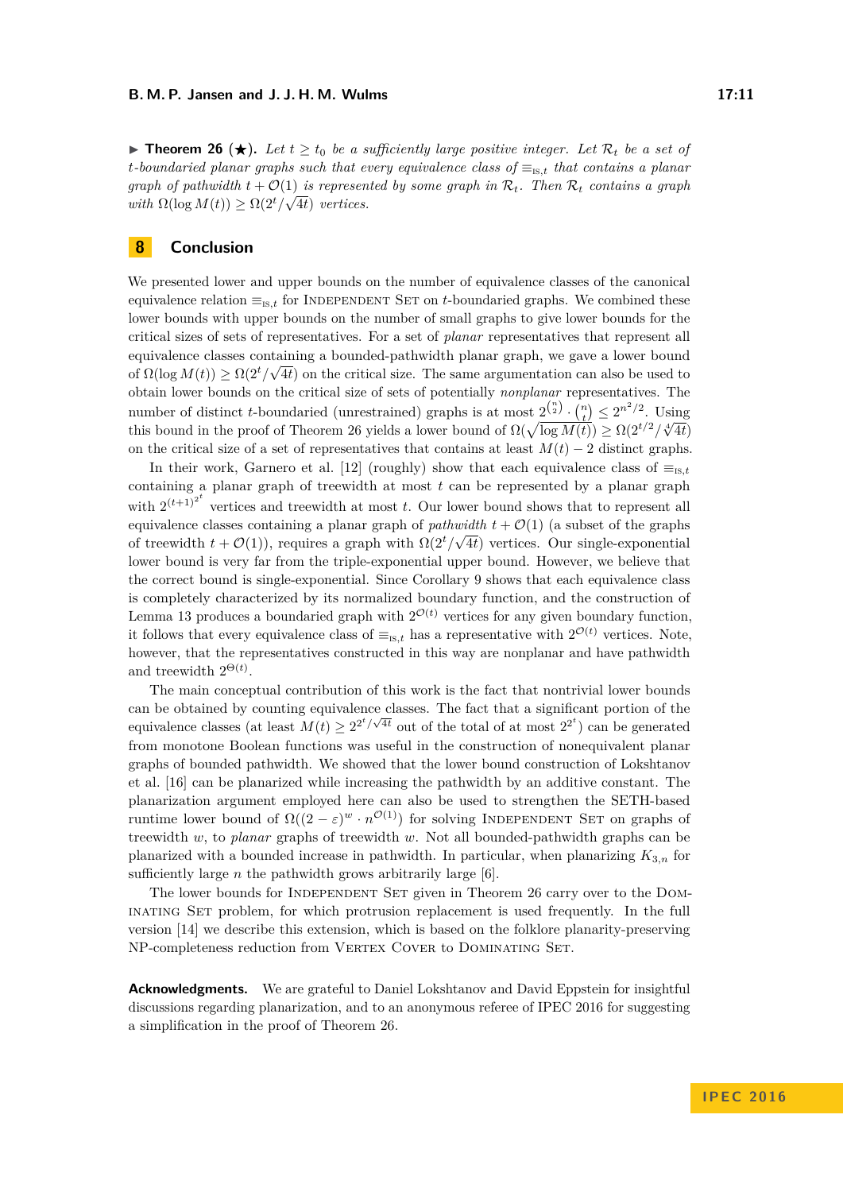▶ **Theorem 26** (★)**.** *Let $t \geq t_0$ be a sufficiently large positive integer. Let $\mathcal{R}_t$ be a set of $t$-boundaried planar graphs such that every equivalence class of $\equiv_{\text{IS},t}$ that contains a planar graph of pathwidth $t + \mathcal{O}(1)$ is represented by some graph in $\mathcal{R}_t$. Then $\mathcal{R}_t$ contains a graph with $\Omega(\log M(t)) \geq \Omega(2^t/\sqrt{4t})$ vertices.*

## 8 Conclusion

We presented lower and upper bounds on the number of equivalence classes of the canonical equivalence relation $\equiv_{\text{IS},t}$ for Independent Set on $t$-boundaried graphs. We combined these lower bounds with upper bounds on the number of small graphs to give lower bounds for the critical sizes of sets of representatives. For a set of *planar* representatives that represent all equivalence classes containing a bounded-pathwidth planar graph, we gave a lower bound of $\Omega(\log M(t)) \geq \Omega(2^t/\sqrt{4t})$ on the critical size. The same argumentation can also be used to obtain lower bounds on the critical size of sets of potentially *nonplanar* representatives. The number of distinct $t$-boundaried (unrestrained) graphs is at most $2^{\binom{n}{2}} \cdot \binom{n}{t} \leq 2^{n^2/2}$. Using this bound in the proof of Theorem 26 yields a lower bound of $\Omega(\sqrt{\log M(t)}) \geq \Omega(2^{t/2}/\sqrt[4]{4t})$ on the critical size of a set of representatives that contains at least $M(t) - 2$ distinct graphs.

In their work, Garnero et al. [12] (roughly) show that each equivalence class of $\equiv_{\text{IS},t}$ containing a planar graph of treewidth at most $t$ can be represented by a planar graph with $2^{(t+1)^{2^t}}$ vertices and treewidth at most $t$. Our lower bound shows that to represent all equivalence classes containing a planar graph of *pathwidth* $t + \mathcal{O}(1)$ (a subset of the graphs of treewidth $t + \mathcal{O}(1)$), requires a graph with $\Omega(2^t/\sqrt{4t})$ vertices. Our single-exponential lower bound is very far from the triple-exponential upper bound. However, we believe that the correct bound is single-exponential. Since Corollary 9 shows that each equivalence class is completely characterized by its normalized boundary function, and the construction of Lemma 13 produces a boundaried graph with $2^{\mathcal{O}(t)}$ vertices for any given boundary function, it follows that every equivalence class of $\equiv_{\text{IS},t}$ has a representative with $2^{\mathcal{O}(t)}$ vertices. Note, however, that the representatives constructed in this way are nonplanar and have pathwidth and treewidth $2^{\Theta(t)}$.

The main conceptual contribution of this work is the fact that nontrivial lower bounds can be obtained by counting equivalence classes. The fact that a significant portion of the equivalence classes (at least $M(t) \geq 2^{2^t/\sqrt{4t}}$ out of the total of at most $2^{2^t}$) can be generated from monotone Boolean functions was useful in the construction of nonequivalent planar graphs of bounded pathwidth. We showed that the lower bound construction of Lokshtanov et al. [16] can be planarized while increasing the pathwidth by an additive constant. The planarization argument employed here can also be used to strengthen the SETH-based runtime lower bound of $\Omega((2-\varepsilon)^w \cdot n^{\mathcal{O}(1)})$ for solving Independent Set on graphs of treewidth $w$, to *planar* graphs of treewidth $w$. Not all bounded-pathwidth graphs can be planarized with a bounded increase in pathwidth. In particular, when planarizing $K_{3,n}$ for sufficiently large $n$ the pathwidth grows arbitrarily large [6].

The lower bounds for Independent Set given in Theorem 26 carry over to the Dominating Set problem, for which protrusion replacement is used frequently. In the full version [14] we describe this extension, which is based on the folklore planarity-preserving NP-completeness reduction from Vertex Cover to Dominating Set.

**Acknowledgments.** We are grateful to Daniel Lokshtanov and David Eppstein for insightful discussions regarding planarization, and to an anonymous referee of IPEC 2016 for suggesting a simplification in the proof of Theorem 26.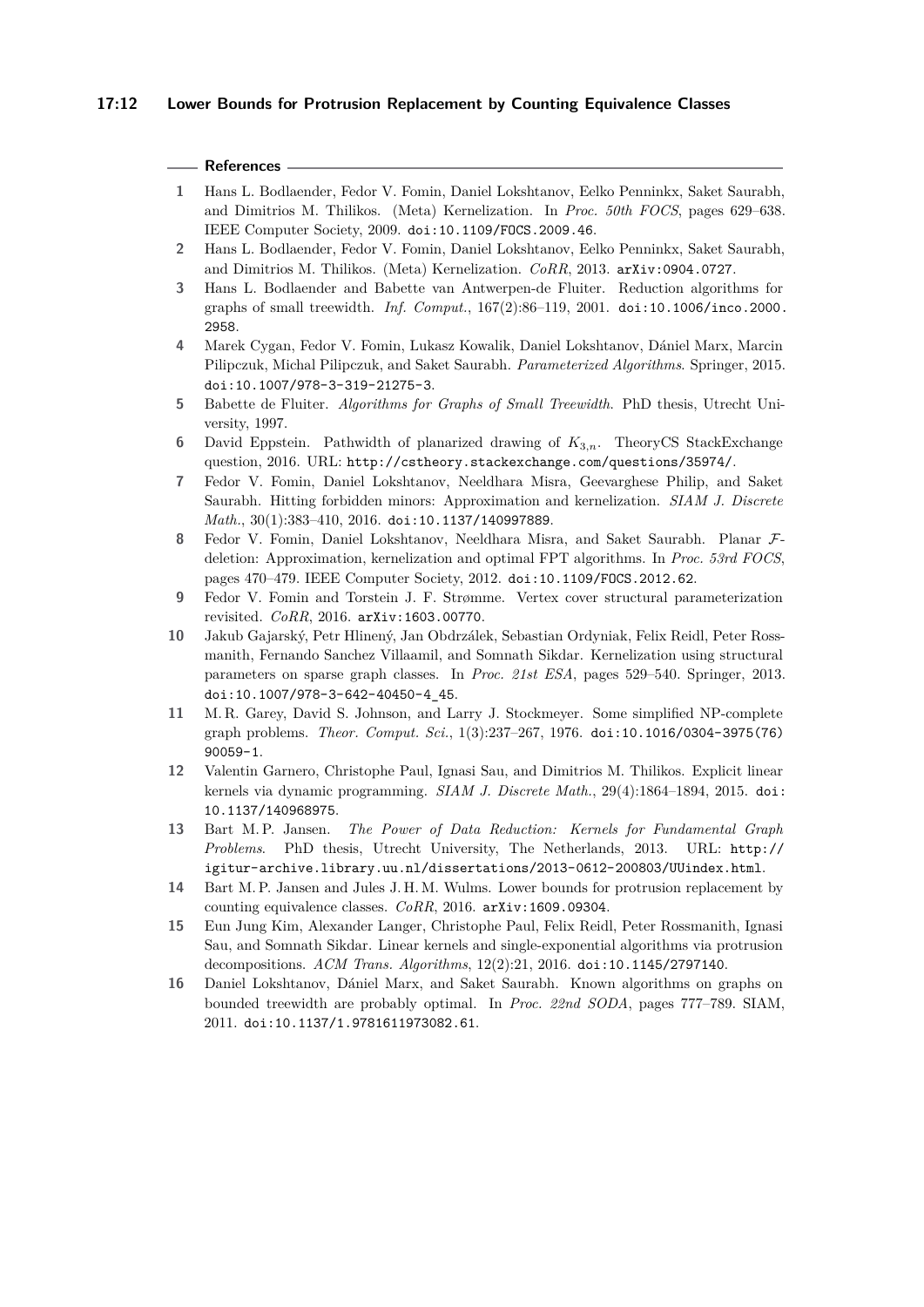## References

1. Hans L. Bodlaender, Fedor V. Fomin, Daniel Lokshtanov, Eelko Penninkx, Saket Saurabh, and Dimitrios M. Thilikos. (Meta) Kernelization. In *Proc. 50th FOCS*, pages 629–638. IEEE Computer Society, 2009. doi:10.1109/FOCS.2009.46.
2. Hans L. Bodlaender, Fedor V. Fomin, Daniel Lokshtanov, Eelko Penninkx, Saket Saurabh, and Dimitrios M. Thilikos. (Meta) Kernelization. *CoRR*, 2013. arXiv:0904.0727.
3. Hans L. Bodlaender and Babette van Antwerpen-de Fluiter. Reduction algorithms for graphs of small treewidth. *Inf. Comput.*, 167(2):86–119, 2001. doi:10.1006/inco.2000.2958.
4. Marek Cygan, Fedor V. Fomin, Lukasz Kowalik, Daniel Lokshtanov, Dániel Marx, Marcin Pilipczuk, Michal Pilipczuk, and Saket Saurabh. *Parameterized Algorithms*. Springer, 2015. doi:10.1007/978-3-319-21275-3.
5. Babette de Fluiter. *Algorithms for Graphs of Small Treewidth*. PhD thesis, Utrecht University, 1997.
6. David Eppstein. Pathwidth of planarized drawing of $K_{3,n}$. TheoryCS StackExchange question, 2016. URL: http://cstheory.stackexchange.com/questions/35974/.
7. Fedor V. Fomin, Daniel Lokshtanov, Neeldhara Misra, Geevarghese Philip, and Saket Saurabh. Hitting forbidden minors: Approximation and kernelization. *SIAM J. Discrete Math.*, 30(1):383–410, 2016. doi:10.1137/140997889.
8. Fedor V. Fomin, Daniel Lokshtanov, Neeldhara Misra, and Saket Saurabh. Planar $\mathcal{F}$-deletion: Approximation, kernelization and optimal FPT algorithms. In *Proc. 53rd FOCS*, pages 470–479. IEEE Computer Society, 2012. doi:10.1109/FOCS.2012.62.
9. Fedor V. Fomin and Torstein J. F. Strømme. Vertex cover structural parameterization revisited. *CoRR*, 2016. arXiv:1603.00770.
10. Jakub Gajarský, Petr Hlinený, Jan Obdrzálek, Sebastian Ordyniak, Felix Reidl, Peter Rossmanith, Fernando Sanchez Villaamil, and Somnath Sikdar. Kernelization using structural parameters on sparse graph classes. In *Proc. 21st ESA*, pages 529–540. Springer, 2013. doi:10.1007/978-3-642-40450-4_45.
11. M. R. Garey, David S. Johnson, and Larry J. Stockmeyer. Some simplified NP-complete graph problems. *Theor. Comput. Sci.*, 1(3):237–267, 1976. doi:10.1016/0304-3975(76)90059-1.
12. Valentin Garnero, Christophe Paul, Ignasi Sau, and Dimitrios M. Thilikos. Explicit linear kernels via dynamic programming. *SIAM J. Discrete Math.*, 29(4):1864–1894, 2015. doi:10.1137/140968975.
13. Bart M. P. Jansen. *The Power of Data Reduction: Kernels for Fundamental Graph Problems*. PhD thesis, Utrecht University, The Netherlands, 2013. URL: http://igitur-archive.library.uu.nl/dissertations/2013-0612-200803/UUindex.html.
14. Bart M. P. Jansen and Jules J. H. M. Wulms. Lower bounds for protrusion replacement by counting equivalence classes. *CoRR*, 2016. arXiv:1609.09304.
15. Eun Jung Kim, Alexander Langer, Christophe Paul, Felix Reidl, Peter Rossmanith, Ignasi Sau, and Somnath Sikdar. Linear kernels and single-exponential algorithms via protrusion decompositions. *ACM Trans. Algorithms*, 12(2):21, 2016. doi:10.1145/2797140.
16. Daniel Lokshtanov, Dániel Marx, and Saket Saurabh. Known algorithms on graphs on bounded treewidth are probably optimal. In *Proc. 22nd SODA*, pages 777–789. SIAM, 2011. doi:10.1137/1.9781611973082.61.